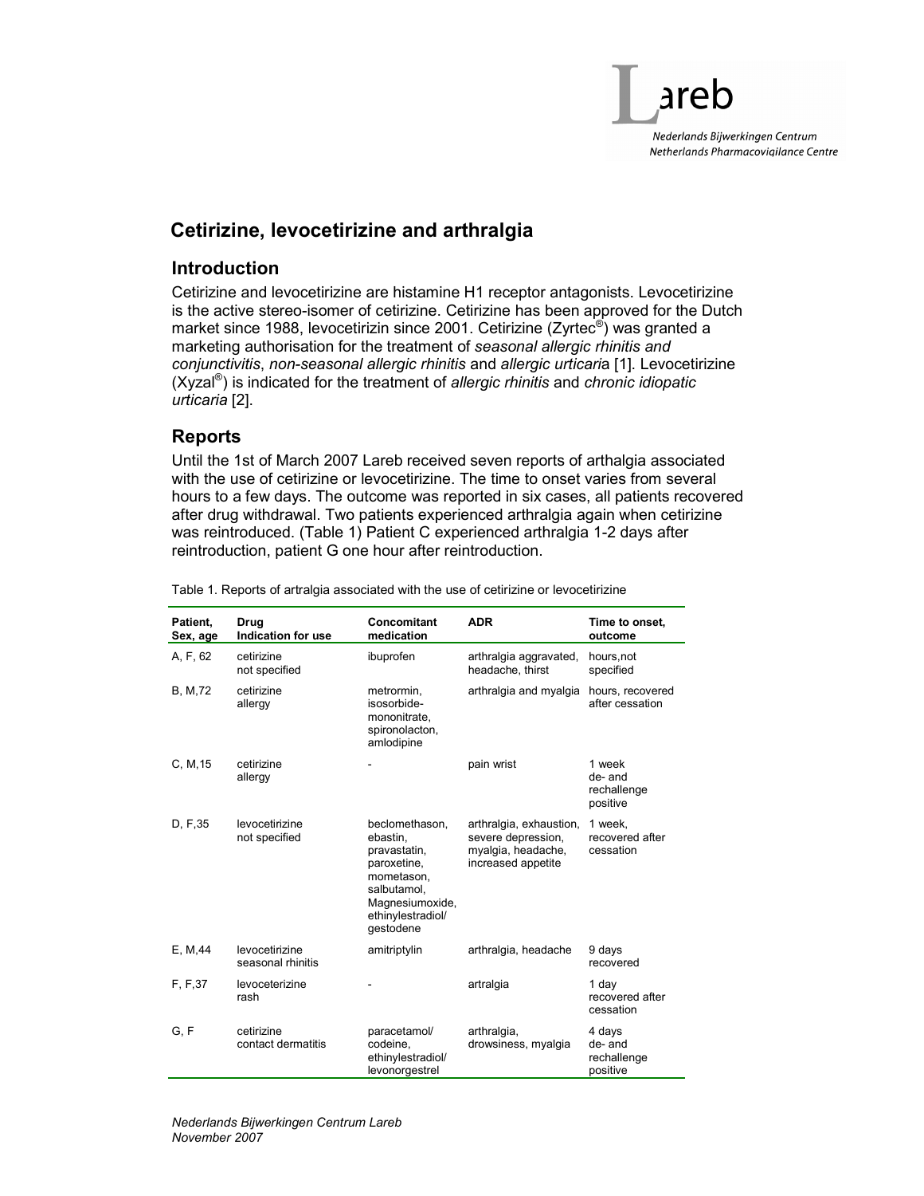# Cetirizine, levocetirizine and arthralgia

## Introduction

Cetirizine and levocetirizine are histamine H1 receptor antagonists. Levocetirizine is the active stereo-isomer of cetirizine. Cetirizine has been approved for the Dutch market since 1988, levocetirizin since 2001. Cetirizine (Zyrtec®) was granted a marketing authorisation for the treatment of *seasonal allergic rhinitis and conjunctivitis*, *non-seasonal allergic rhinitis* and *allergic urticari*a [1]. Levocetirizine (Xyzal®) is indicated for the treatment of *allergic rhinitis* and *chronic idiopatic urticaria* [2].

## Reports

Until the 1st of March 2007 Lareb received seven reports of arthalgia associated with the use of cetirizine or levocetirizine. The time to onset varies from several hours to a few days. The outcome was reported in six cases, all patients recovered after drug withdrawal. Two patients experienced arthralgia again when cetirizine was reintroduced. (Table 1) Patient C experienced arthralgia 1-2 days after reintroduction, patient G one hour after reintroduction.

Table 1. Reports of artralgia associated with the use of cetirizine or levocetirizine

| Patient, Sex, age | Drug Indication for use | Concomitant medication | ADR | Time to onset, outcome |
|---|---|---|---|---|
| A, F, 62 | cetirizine not specified | ibuprofen | arthralgia aggravated, headache, thirst | hours,not specified |
| B, M,72 | cetirizine allergy | metrormin, isosorbide-mononitrate, spironolacton, amlodipine | arthralgia and myalgia | hours, recovered after cessation |
| C, M,15 | cetirizine allergy | - | pain wrist | 1 week de- and rechallenge positive |
| D, F,35 | levocetirizine not specified | beclomethason, ebastin, pravastatin, paroxetine, mometason, salbutamol, Magnesiumoxide, ethinylestradiol/ gestodene | arthralgia, exhaustion, severe depression, myalgia, headache, increased appetite | 1 week, recovered after cessation |
| E, M,44 | levocetirizine seasonal rhinitis | amitriptylin | arthralgia, headache | 9 days recovered |
| F, F,37 | levoceterizine rash | - | artralgia | 1 day recovered after cessation |
| G, F | cetirizine contact dermatitis | paracetamol/ codeine, ethinylestradiol/ levonorgestrel | arthralgia, drowsiness, myalgia | 4 days de- and rechallenge positive |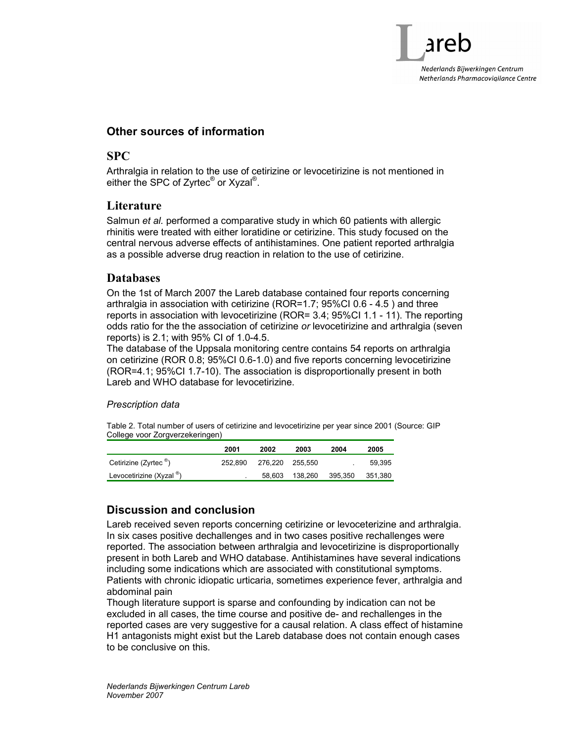## Other sources of information

### SPC

Arthralgia in relation to the use of cetirizine or levocetirizine is not mentioned in either the SPC of Zyrtec® or Xyzal®.

### Literature

Salmun *et al.* performed a comparative study in which 60 patients with allergic rhinitis were treated with either loratidine or cetirizine. This study focused on the central nervous adverse effects of antihistamines. One patient reported arthralgia as a possible adverse drug reaction in relation to the use of cetirizine.

### Databases

On the 1st of March 2007 the Lareb database contained four reports concerning arthralgia in association with cetirizine (ROR=1.7; 95%CI 0.6 - 4.5 ) and three reports in association with levocetirizine (ROR= 3.4; 95%CI 1.1 - 11). The reporting odds ratio for the the association of cetirizine *or* levocetirizine and arthralgia (seven reports) is 2.1; with 95% CI of 1.0-4.5.

The database of the Uppsala monitoring centre contains 54 reports on arthralgia on cetirizine (ROR 0.8; 95%CI 0.6-1.0) and five reports concerning levocetirizine (ROR=4.1; 95%CI 1.7-10). The association is disproportionally present in both Lareb and WHO database for levocetirizine.

*Prescription data*

Table 2. Total number of users of cetirizine and levocetirizine per year since 2001 (Source: GIP College voor Zorgverzekeringen)

| | 2001 | 2002 | 2003 | 2004 | 2005 |
|---|---|---|---|---|---|
| Cetirizine (Zyrtec ®) | 252,890 | 276,220 | 255,550 | . | 59,395 |
| Levocetirizine (Xyzal ®) | . | 58,603 | 138,260 | 395,350 | 351,380 |

## Discussion and conclusion

Lareb received seven reports concerning cetirizine or levoceterizine and arthralgia. In six cases positive dechallenges and in two cases positive rechallenges were reported. The association between arthralgia and levocetirizine is disproportionally present in both Lareb and WHO database. Antihistamines have several indications including some indications which are associated with constitutional symptoms. Patients with chronic idiopatic urticaria, sometimes experience fever, arthralgia and abdominal pain

Though literature support is sparse and confounding by indication can not be excluded in all cases, the time course and positive de- and rechallenges in the reported cases are very suggestive for a causal relation. A class effect of histamine H1 antagonists might exist but the Lareb database does not contain enough cases to be conclusive on this.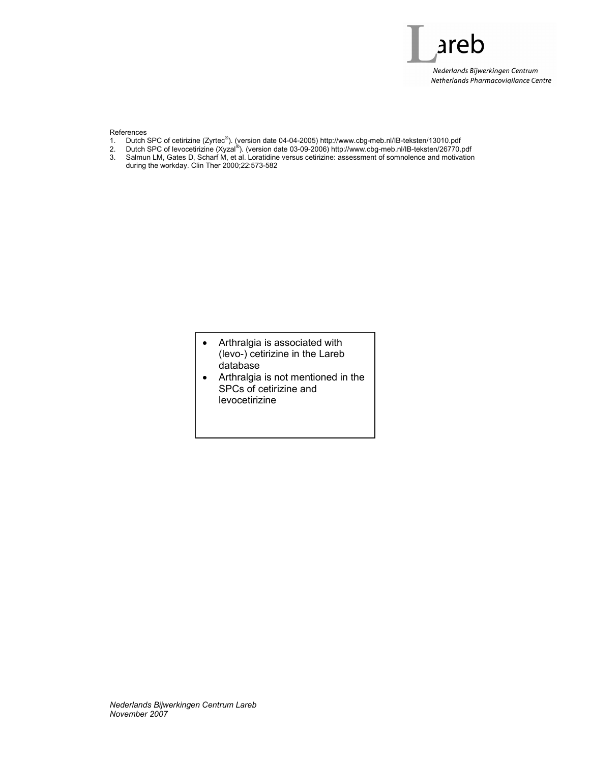References

1. Dutch SPC of cetirizine (Zyrtec®). (version date 04-04-2005) http://www.cbg-meb.nl/IB-teksten/13010.pdf
2. Dutch SPC of levocetirizine (Xyzal®). (version date 03-09-2006) http://www.cbg-meb.nl/IB-teksten/26770.pdf
3. Salmun LM, Gates D, Scharf M, et al. Loratidine versus cetirizine: assessment of somnolence and motivation during the workday. Clin Ther 2000;22:573-582

- Arthralgia is associated with (levo-) cetirizine in the Lareb database
- Arthralgia is not mentioned in the SPCs of cetirizine and levocetirizine

*Nederlands Bijwerkingen Centrum Lareb*
*November 2007*